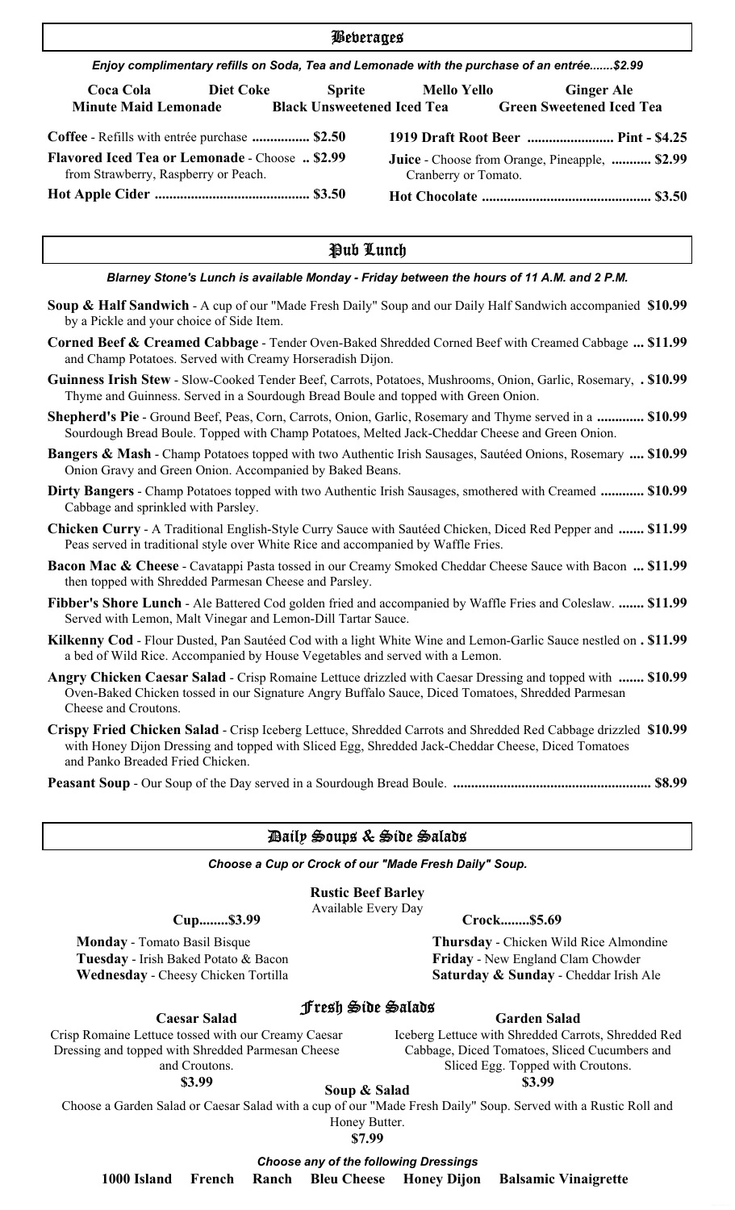## Beverages

***Enjoy complimentary refills on Soda, Tea and Lemonade with the purchase of an entrée.......$2.99***

**Coca Cola** **Diet Coke** **Sprite** **Mello Yello** **Ginger Ale**
**Minute Maid Lemonade** **Black Unsweetened Iced Tea** **Green Sweetened Iced Tea**

**Coffee** - Refills with entrée purchase **................ $2.50**

**Flavored Iced Tea or Lemonade** - Choose **.. $2.99**
from Strawberry, Raspberry or Peach.

**Hot Apple Cider .......................................... $3.50**

**1919 Draft Root Beer ........................ Pint - $4.25**

**Juice** - Choose from Orange, Pineapple, **........... $2.99**
Cranberry or Tomato.

**Hot Chocolate .............................................. $3.50**

## Pub Lunch

***Blarney Stone's Lunch is available Monday - Friday between the hours of 11 A.M. and 2 P.M.***

**Soup & Half Sandwich** - A cup of our "Made Fresh Daily" Soup and our Daily Half Sandwich accompanied by a Pickle and your choice of Side Item. **$10.99**

**Corned Beef & Creamed Cabbage** - Tender Oven-Baked Shredded Corned Beef with Creamed Cabbage and Champ Potatoes. Served with Creamy Horseradish Dijon. **... $11.99**

**Guinness Irish Stew** - Slow-Cooked Tender Beef, Carrots, Potatoes, Mushrooms, Onion, Garlic, Rosemary, Thyme and Guinness. Served in a Sourdough Bread Boule and topped with Green Onion. **. $10.99**

**Shepherd's Pie** - Ground Beef, Peas, Corn, Carrots, Onion, Garlic, Rosemary and Thyme served in a Sourdough Bread Boule. Topped with Champ Potatoes, Melted Jack-Cheddar Cheese and Green Onion. **............. $10.99**

**Bangers & Mash** - Champ Potatoes topped with two Authentic Irish Sausages, Sautéed Onions, Rosemary Onion Gravy and Green Onion. Accompanied by Baked Beans. **.... $10.99**

**Dirty Bangers** - Champ Potatoes topped with two Authentic Irish Sausages, smothered with Creamed Cabbage and sprinkled with Parsley. **............ $10.99**

**Chicken Curry** - A Traditional English-Style Curry Sauce with Sautéed Chicken, Diced Red Pepper and Peas served in traditional style over White Rice and accompanied by Waffle Fries. **....... $11.99**

**Bacon Mac & Cheese** - Cavatappi Pasta tossed in our Creamy Smoked Cheddar Cheese Sauce with Bacon then topped with Shredded Parmesan Cheese and Parsley. **... $11.99**

**Fibber's Shore Lunch** - Ale Battered Cod golden fried and accompanied by Waffle Fries and Coleslaw. Served with Lemon, Malt Vinegar and Lemon-Dill Tartar Sauce. **....... $11.99**

**Kilkenny Cod** - Flour Dusted, Pan Sautéed Cod with a light White Wine and Lemon-Garlic Sauce nestled on a bed of Wild Rice. Accompanied by House Vegetables and served with a Lemon. **. $11.99**

**Angry Chicken Caesar Salad** - Crisp Romaine Lettuce drizzled with Caesar Dressing and topped with Oven-Baked Chicken tossed in our Signature Angry Buffalo Sauce, Diced Tomatoes, Shredded Parmesan Cheese and Croutons. **....... $10.99**

**Crispy Fried Chicken Salad** - Crisp Iceberg Lettuce, Shredded Carrots and Shredded Red Cabbage drizzled with Honey Dijon Dressing and topped with Sliced Egg, Shredded Jack-Cheddar Cheese, Diced Tomatoes and Panko Breaded Fried Chicken. **$10.99**

**Peasant Soup** - Our Soup of the Day served in a Sourdough Bread Boule. **...................................................... $8.99**

## Daily Soups & Side Salads

***Choose a Cup or Crock of our "Made Fresh Daily" Soup.***

**Rustic Beef Barley**
Available Every Day

**Cup........$3.99** **Crock........$5.69**

**Monday** - Tomato Basil Bisque
**Tuesday** - Irish Baked Potato & Bacon
**Wednesday** - Cheesy Chicken Tortilla
**Thursday** - Chicken Wild Rice Almondine
**Friday** - New England Clam Chowder
**Saturday & Sunday** - Cheddar Irish Ale

### Fresh Side Salads

**Caesar Salad**
Crisp Romaine Lettuce tossed with our Creamy Caesar Dressing and topped with Shredded Parmesan Cheese and Croutons.
**$3.99**

**Garden Salad**
Iceberg Lettuce with Shredded Carrots, Shredded Red Cabbage, Diced Tomatoes, Sliced Cucumbers and Sliced Egg. Topped with Croutons.
**$3.99**

**Soup & Salad**
Choose a Garden Salad or Caesar Salad with a cup of our "Made Fresh Daily" Soup. Served with a Rustic Roll and Honey Butter.
**$7.99**

***Choose any of the following Dressings***

**1000 Island** **French** **Ranch** **Bleu Cheese** **Honey Dijon** **Balsamic Vinaigrette**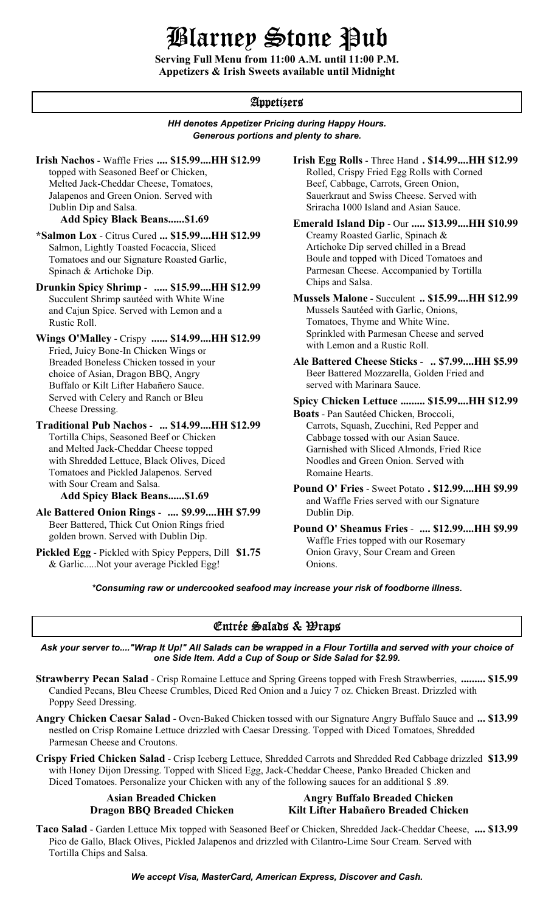# Blarney Stone Pub

**Serving Full Menu from 11:00 A.M. until 11:00 P.M.**
**Appetizers & Irish Sweets available until Midnight**

## Appetizers

***HH denotes Appetizer Pricing during Happy Hours.***
***Generous portions and plenty to share.***

**Irish Nachos** - Waffle Fries **.... $15.99....HH $12.99**
topped with Seasoned Beef or Chicken, Melted Jack-Cheddar Cheese, Tomatoes, Jalapenos and Green Onion. Served with Dublin Dip and Salsa.
**Add Spicy Black Beans......$1.69**

**\*Salmon Lox** - Citrus Cured **... $15.99....HH $12.99**
Salmon, Lightly Toasted Focaccia, Sliced Tomatoes and our Signature Roasted Garlic, Spinach & Artichoke Dip.

**Drunkin Spicy Shrimp** - **..... $15.99....HH $12.99**
Succulent Shrimp sautéed with White Wine and Cajun Spice. Served with Lemon and a Rustic Roll.

**Wings O'Malley** - Crispy **...... $14.99....HH $12.99**
Fried, Juicy Bone-In Chicken Wings or Breaded Boneless Chicken tossed in your choice of Asian, Dragon BBQ, Angry Buffalo or Kilt Lifter Habañero Sauce. Served with Celery and Ranch or Bleu Cheese Dressing.

**Traditional Pub Nachos** - **... $14.99....HH $12.99**
Tortilla Chips, Seasoned Beef or Chicken and Melted Jack-Cheddar Cheese topped with Shredded Lettuce, Black Olives, Diced Tomatoes and Pickled Jalapenos. Served with Sour Cream and Salsa.
**Add Spicy Black Beans......$1.69**

**Ale Battered Onion Rings** - **.... $9.99....HH $7.99**
Beer Battered, Thick Cut Onion Rings fried golden brown. Served with Dublin Dip.

**Pickled Egg** - Pickled with Spicy Peppers, Dill **$1.75**
& Garlic.....Not your average Pickled Egg!

**Irish Egg Rolls** - Three Hand **. $14.99....HH $12.99**
Rolled, Crispy Fried Egg Rolls with Corned Beef, Cabbage, Carrots, Green Onion, Sauerkraut and Swiss Cheese. Served with Sriracha 1000 Island and Asian Sauce.

**Emerald Island Dip** - Our **..... $13.99....HH $10.99**
Creamy Roasted Garlic, Spinach & Artichoke Dip served chilled in a Bread Boule and topped with Diced Tomatoes and Parmesan Cheese. Accompanied by Tortilla Chips and Salsa.

**Mussels Malone** - Succulent **.. $15.99....HH $12.99**
Mussels Sautéed with Garlic, Onions, Tomatoes, Thyme and White Wine. Sprinkled with Parmesan Cheese and served with Lemon and a Rustic Roll.

**Ale Battered Cheese Sticks** - **.. $7.99....HH $5.99**
Beer Battered Mozzarella, Golden Fried and served with Marinara Sauce.

**Spicy Chicken Lettuce ......... $15.99....HH $12.99**
**Boats** - Pan Sautéed Chicken, Broccoli, Carrots, Squash, Zucchini, Red Pepper and Cabbage tossed with our Asian Sauce. Garnished with Sliced Almonds, Fried Rice Noodles and Green Onion. Served with Romaine Hearts.

**Pound O' Fries** - Sweet Potato **. $12.99....HH $9.99**
and Waffle Fries served with our Signature Dublin Dip.

**Pound O' Sheamus Fries** - **.... $12.99....HH $9.99**
Waffle Fries topped with our Rosemary Onion Gravy, Sour Cream and Green Onions.

***\*Consuming raw or undercooked seafood may increase your risk of foodborne illness.***

## Entrée Salads & Wraps

***Ask your server to...."Wrap It Up!" All Salads can be wrapped in a Flour Tortilla and served with your choice of one Side Item. Add a Cup of Soup or Side Salad for $2.99.***

**Strawberry Pecan Salad** - Crisp Romaine Lettuce and Spring Greens topped with Fresh Strawberries, Candied Pecans, Bleu Cheese Crumbles, Diced Red Onion and a Juicy 7 oz. Chicken Breast. Drizzled with Poppy Seed Dressing. **......... $15.99**

**Angry Chicken Caesar Salad** - Oven-Baked Chicken tossed with our Signature Angry Buffalo Sauce and nestled on Crisp Romaine Lettuce drizzled with Caesar Dressing. Topped with Diced Tomatoes, Shredded Parmesan Cheese and Croutons. **... $13.99**

**Crispy Fried Chicken Salad** - Crisp Iceberg Lettuce, Shredded Carrots and Shredded Red Cabbage drizzled with Honey Dijon Dressing. Topped with Sliced Egg, Jack-Cheddar Cheese, Panko Breaded Chicken and Diced Tomatoes. Personalize your Chicken with any of the following sauces for an additional $ .89. **$13.99**

**Asian Breaded Chicken** | **Angry Buffalo Breaded Chicken**
**Dragon BBQ Breaded Chicken** | **Kilt Lifter Habañero Breaded Chicken**

**Taco Salad** - Garden Lettuce Mix topped with Seasoned Beef or Chicken, Shredded Jack-Cheddar Cheese, Pico de Gallo, Black Olives, Pickled Jalapenos and drizzled with Cilantro-Lime Sour Cream. Served with Tortilla Chips and Salsa. **.... $13.99**

***We accept Visa, MasterCard, American Express, Discover and Cash.***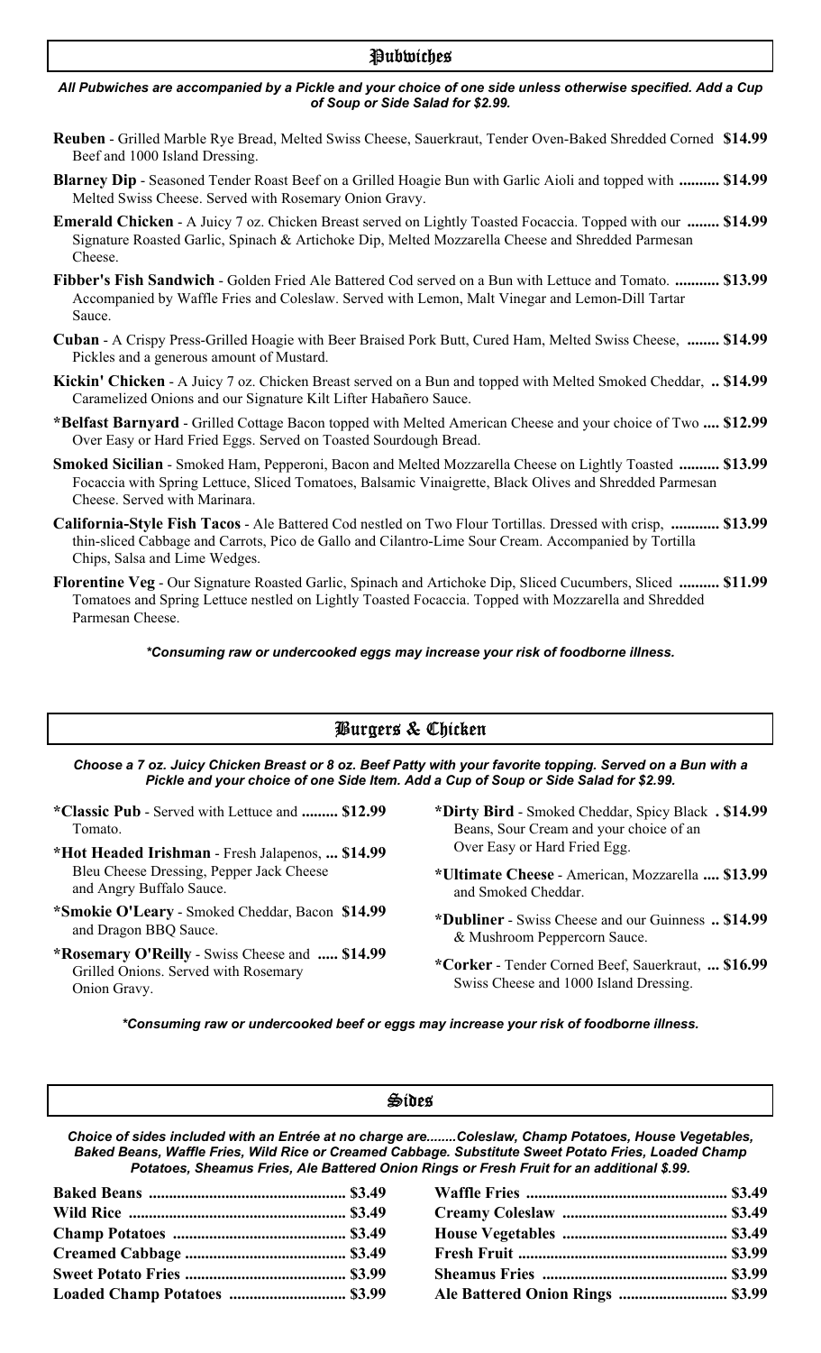## Pubwiches

***All Pubwiches are accompanied by a Pickle and your choice of one side unless otherwise specified. Add a Cup of Soup or Side Salad for $2.99.***

**Reuben** - Grilled Marble Rye Bread, Melted Swiss Cheese, Sauerkraut, Tender Oven-Baked Shredded Corned Beef and 1000 Island Dressing. **$14.99**

**Blarney Dip** - Seasoned Tender Roast Beef on a Grilled Hoagie Bun with Garlic Aioli and topped with Melted Swiss Cheese. Served with Rosemary Onion Gravy. **.......... $14.99**

**Emerald Chicken** - A Juicy 7 oz. Chicken Breast served on Lightly Toasted Focaccia. Topped with our Signature Roasted Garlic, Spinach & Artichoke Dip, Melted Mozzarella Cheese and Shredded Parmesan Cheese. **........ $14.99**

**Fibber's Fish Sandwich** - Golden Fried Ale Battered Cod served on a Bun with Lettuce and Tomato. Accompanied by Waffle Fries and Coleslaw. Served with Lemon, Malt Vinegar and Lemon-Dill Tartar Sauce. **........... $13.99**

**Cuban** - A Crispy Press-Grilled Hoagie with Beer Braised Pork Butt, Cured Ham, Melted Swiss Cheese, Pickles and a generous amount of Mustard. **........ $14.99**

**Kickin' Chicken** - A Juicy 7 oz. Chicken Breast served on a Bun and topped with Melted Smoked Cheddar, Caramelized Onions and our Signature Kilt Lifter Habañero Sauce. **.. $14.99**

***Belfast Barnyard** - Grilled Cottage Bacon topped with Melted American Cheese and your choice of Two Over Easy or Hard Fried Eggs. Served on Toasted Sourdough Bread. **.... $12.99**

**Smoked Sicilian** - Smoked Ham, Pepperoni, Bacon and Melted Mozzarella Cheese on Lightly Toasted Focaccia with Spring Lettuce, Sliced Tomatoes, Balsamic Vinaigrette, Black Olives and Shredded Parmesan Cheese. Served with Marinara. **.......... $13.99**

**California-Style Fish Tacos** - Ale Battered Cod nestled on Two Flour Tortillas. Dressed with crisp, thin-sliced Cabbage and Carrots, Pico de Gallo and Cilantro-Lime Sour Cream. Accompanied by Tortilla Chips, Salsa and Lime Wedges. **............ $13.99**

**Florentine Veg** - Our Signature Roasted Garlic, Spinach and Artichoke Dip, Sliced Cucumbers, Sliced Tomatoes and Spring Lettuce nestled on Lightly Toasted Focaccia. Topped with Mozzarella and Shredded Parmesan Cheese. **.......... $11.99**

***\*Consuming raw or undercooked eggs may increase your risk of foodborne illness.***

## Burgers & Chicken

***Choose a 7 oz. Juicy Chicken Breast or 8 oz. Beef Patty with your favorite topping. Served on a Bun with a Pickle and your choice of one Side Item. Add a Cup of Soup or Side Salad for $2.99.***

***Classic Pub** - Served with Lettuce and Tomato. **......... $12.99**

***Hot Headed Irishman** - Fresh Jalapenos, Bleu Cheese Dressing, Pepper Jack Cheese and Angry Buffalo Sauce. **... $14.99**

***Smokie O'Leary** - Smoked Cheddar, Bacon and Dragon BBQ Sauce. **$14.99**

***Rosemary O'Reilly** - Swiss Cheese and Grilled Onions. Served with Rosemary Onion Gravy. **..... $14.99**

***Dirty Bird** - Smoked Cheddar, Spicy Black Beans, Sour Cream and your choice of an Over Easy or Hard Fried Egg. **. $14.99**

***Ultimate Cheese** - American, Mozzarella and Smoked Cheddar. **.... $13.99**

***Dubliner** - Swiss Cheese and our Guinness & Mushroom Peppercorn Sauce. **.. $14.99**

***Corker** - Tender Corned Beef, Sauerkraut, Swiss Cheese and 1000 Island Dressing. **... $16.99**

***\*Consuming raw or undercooked beef or eggs may increase your risk of foodborne illness.***

## Sides

***Choice of sides included with an Entrée at no charge are........Coleslaw, Champ Potatoes, House Vegetables, Baked Beans, Waffle Fries, Wild Rice or Creamed Cabbage. Substitute Sweet Potato Fries, Loaded Champ Potatoes, Sheamus Fries, Ale Battered Onion Rings or Fresh Fruit for an additional $.99.***

| Item | Price |
|---|---|
| **Baked Beans** | **$3.49** |
| **Wild Rice** | **$3.49** |
| **Champ Potatoes** | **$3.49** |
| **Creamed Cabbage** | **$3.49** |
| **Sweet Potato Fries** | **$3.99** |
| **Loaded Champ Potatoes** | **$3.99** |
| **Waffle Fries** | **$3.49** |
| **Creamy Coleslaw** | **$3.49** |
| **House Vegetables** | **$3.49** |
| **Fresh Fruit** | **$3.99** |
| **Sheamus Fries** | **$3.99** |
| **Ale Battered Onion Rings** | **$3.99** |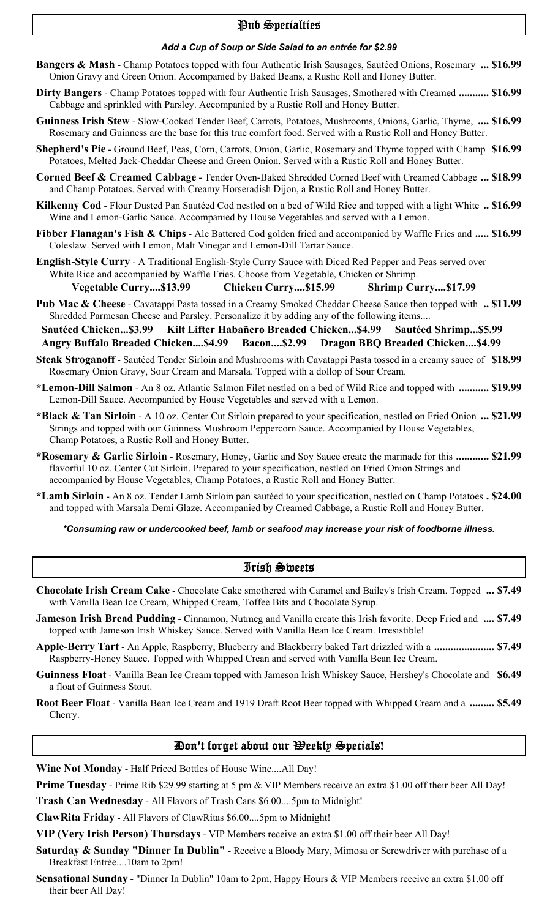## Pub Specialties

***Add a Cup of Soup or Side Salad to an entrée for $2.99***

**Bangers & Mash** - Champ Potatoes topped with four Authentic Irish Sausages, Sautéed Onions, Rosemary Onion Gravy and Green Onion. Accompanied by Baked Beans, a Rustic Roll and Honey Butter. **... $16.99**

**Dirty Bangers** - Champ Potatoes topped with four Authentic Irish Sausages, Smothered with Creamed Cabbage and sprinkled with Parsley. Accompanied by a Rustic Roll and Honey Butter. **........... $16.99**

**Guinness Irish Stew** - Slow-Cooked Tender Beef, Carrots, Potatoes, Mushrooms, Onions, Garlic, Thyme, Rosemary and Guinness are the base for this true comfort food. Served with a Rustic Roll and Honey Butter. **.... $16.99**

**Shepherd's Pie** - Ground Beef, Peas, Corn, Carrots, Onion, Garlic, Rosemary and Thyme topped with Champ Potatoes, Melted Jack-Cheddar Cheese and Green Onion. Served with a Rustic Roll and Honey Butter. **$16.99**

**Corned Beef & Creamed Cabbage** - Tender Oven-Baked Shredded Corned Beef with Creamed Cabbage and Champ Potatoes. Served with Creamy Horseradish Dijon, a Rustic Roll and Honey Butter. **... $18.99**

**Kilkenny Cod** - Flour Dusted Pan Sautéed Cod nestled on a bed of Wild Rice and topped with a light White Wine and Lemon-Garlic Sauce. Accompanied by House Vegetables and served with a Lemon. **.. $16.99**

**Fibber Flanagan's Fish & Chips** - Ale Battered Cod golden fried and accompanied by Waffle Fries and Coleslaw. Served with Lemon, Malt Vinegar and Lemon-Dill Tartar Sauce. **..... $16.99**

**English-Style Curry** - A Traditional English-Style Curry Sauce with Diced Red Pepper and Peas served over White Rice and accompanied by Waffle Fries. Choose from Vegetable, Chicken or Shrimp.

**Vegetable Curry....$13.99 Chicken Curry....$15.99 Shrimp Curry....$17.99**

**Pub Mac & Cheese** - Cavatappi Pasta tossed in a Creamy Smoked Cheddar Cheese Sauce then topped with Shredded Parmesan Cheese and Parsley. Personalize it by adding any of the following items.... **.. $11.99**

**Sautéed Chicken...$3.99 Kilt Lifter Habañero Breaded Chicken...$4.99 Sautéed Shrimp...$5.99**
**Angry Buffalo Breaded Chicken....$4.99 Bacon....$2.99 Dragon BBQ Breaded Chicken....$4.99**

**Steak Stroganoff** - Sautéed Tender Sirloin and Mushrooms with Cavatappi Pasta tossed in a creamy sauce of Rosemary Onion Gravy, Sour Cream and Marsala. Topped with a dollop of Sour Cream. **$18.99**

**\*Lemon-Dill Salmon** - An 8 oz. Atlantic Salmon Filet nestled on a bed of Wild Rice and topped with Lemon-Dill Sauce. Accompanied by House Vegetables and served with a Lemon. **........... $19.99**

**\*Black & Tan Sirloin** - A 10 oz. Center Cut Sirloin prepared to your specification, nestled on Fried Onion Strings and topped with our Guinness Mushroom Peppercorn Sauce. Accompanied by House Vegetables, Champ Potatoes, a Rustic Roll and Honey Butter. **... $21.99**

**\*Rosemary & Garlic Sirloin** - Rosemary, Honey, Garlic and Soy Sauce create the marinade for this flavorful 10 oz. Center Cut Sirloin. Prepared to your specification, nestled on Fried Onion Strings and accompanied by House Vegetables, Champ Potatoes, a Rustic Roll and Honey Butter. **............ $21.99**

**\*Lamb Sirloin** - An 8 oz. Tender Lamb Sirloin pan sautéed to your specification, nestled on Champ Potatoes and topped with Marsala Demi Glaze. Accompanied by Creamed Cabbage, a Rustic Roll and Honey Butter. **. $24.00**

***\*Consuming raw or undercooked beef, lamb or seafood may increase your risk of foodborne illness.***

## Irish Sweets

**Chocolate Irish Cream Cake** - Chocolate Cake smothered with Caramel and Bailey's Irish Cream. Topped with Vanilla Bean Ice Cream, Whipped Cream, Toffee Bits and Chocolate Syrup. **... $7.49**

**Jameson Irish Bread Pudding** - Cinnamon, Nutmeg and Vanilla create this Irish favorite. Deep Fried and topped with Jameson Irish Whiskey Sauce. Served with Vanilla Bean Ice Cream. Irresistible! **.... $7.49**

**Apple-Berry Tart** - An Apple, Raspberry, Blueberry and Blackberry baked Tart drizzled with a Raspberry-Honey Sauce. Topped with Whipped Crean and served with Vanilla Bean Ice Cream. **...................... $7.49**

**Guinness Float** - Vanilla Bean Ice Cream topped with Jameson Irish Whiskey Sauce, Hershey's Chocolate and a float of Guinness Stout. **$6.49**

**Root Beer Float** - Vanilla Bean Ice Cream and 1919 Draft Root Beer topped with Whipped Cream and a Cherry. **......... $5.49**

## Don't forget about our Weekly Specials!

**Wine Not Monday** - Half Priced Bottles of House Wine....All Day!

**Prime Tuesday** - Prime Rib $29.99 starting at 5 pm & VIP Members receive an extra $1.00 off their beer All Day!

**Trash Can Wednesday** - All Flavors of Trash Cans $6.00....5pm to Midnight!

**ClawRita Friday** - All Flavors of ClawRitas $6.00....5pm to Midnight!

**VIP (Very Irish Person) Thursdays** - VIP Members receive an extra $1.00 off their beer All Day!

**Saturday & Sunday "Dinner In Dublin"** - Receive a Bloody Mary, Mimosa or Screwdriver with purchase of a Breakfast Entrée....10am to 2pm!

**Sensational Sunday** - "Dinner In Dublin" 10am to 2pm, Happy Hours & VIP Members receive an extra $1.00 off their beer All Day!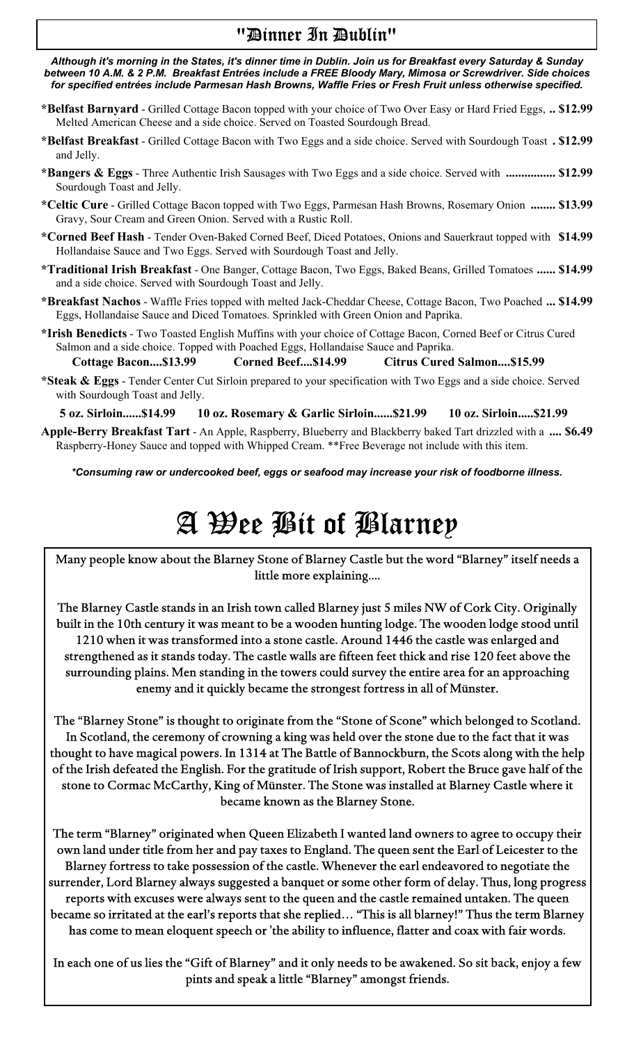# "Dinner In Dublin"

***Although it's morning in the States, it's dinner time in Dublin. Join us for Breakfast every Saturday & Sunday between 10 A.M. & 2 P.M. Breakfast Entrées include a FREE Bloody Mary, Mimosa or Screwdriver. Side choices for specified entrées include Parmesan Hash Browns, Waffle Fries or Fresh Fruit unless otherwise specified.***

**\*Belfast Barnyard** - Grilled Cottage Bacon topped with your choice of Two Over Easy or Hard Fried Eggs, Melted American Cheese and a side choice. Served on Toasted Sourdough Bread. **.. $12.99**

**\*Belfast Breakfast** - Grilled Cottage Bacon with Two Eggs and a side choice. Served with Sourdough Toast and Jelly. **. $12.99**

**\*Bangers & Eggs** - Three Authentic Irish Sausages with Two Eggs and a side choice. Served with Sourdough Toast and Jelly. **................ $12.99**

**\*Celtic Cure** - Grilled Cottage Bacon topped with Two Eggs, Parmesan Hash Browns, Rosemary Onion Gravy, Sour Cream and Green Onion. Served with a Rustic Roll. **........ $13.99**

**\*Corned Beef Hash** - Tender Oven-Baked Corned Beef, Diced Potatoes, Onions and Sauerkraut topped with Hollandaise Sauce and Two Eggs. Served with Sourdough Toast and Jelly. **$14.99**

**\*Traditional Irish Breakfast** - One Banger, Cottage Bacon, Two Eggs, Baked Beans, Grilled Tomatoes and a side choice. Served with Sourdough Toast and Jelly. **...... $14.99**

**\*Breakfast Nachos** - Waffle Fries topped with melted Jack-Cheddar Cheese, Cottage Bacon, Two Poached Eggs, Hollandaise Sauce and Diced Tomatoes. Sprinkled with Green Onion and Paprika. **... $14.99**

**\*Irish Benedicts** - Two Toasted English Muffins with your choice of Cottage Bacon, Corned Beef or Citrus Cured Salmon and a side choice. Topped with Poached Eggs, Hollandaise Sauce and Paprika.

**Cottage Bacon....$13.99 Corned Beef....$14.99 Citrus Cured Salmon....$15.99**

**\*Steak & Eggs** - Tender Center Cut Sirloin prepared to your specification with Two Eggs and a side choice. Served with Sourdough Toast and Jelly.

**5 oz. Sirloin......$14.99 10 oz. Rosemary & Garlic Sirloin......$21.99 10 oz. Sirloin.....$21.99**

**Apple-Berry Breakfast Tart** - An Apple, Raspberry, Blueberry and Blackberry baked Tart drizzled with a Raspberry-Honey Sauce and topped with Whipped Cream. **Free Beverage not include with this item. **.... $6.49**

***\*Consuming raw or undercooked beef, eggs or seafood may increase your risk of foodborne illness.***

# A Wee Bit of Blarney

Many people know about the Blarney Stone of Blarney Castle but the word "Blarney" itself needs a little more explaining....

The Blarney Castle stands in an Irish town called Blarney just 5 miles NW of Cork City. Originally built in the 10th century it was meant to be a wooden hunting lodge. The wooden lodge stood until 1210 when it was transformed into a stone castle. Around 1446 the castle was enlarged and strengthened as it stands today. The castle walls are fifteen feet thick and rise 120 feet above the surrounding plains. Men standing in the towers could survey the entire area for an approaching enemy and it quickly became the strongest fortress in all of Münster.

The "Blarney Stone" is thought to originate from the "Stone of Scone" which belonged to Scotland. In Scotland, the ceremony of crowning a king was held over the stone due to the fact that it was thought to have magical powers. In 1314 at The Battle of Bannockburn, the Scots along with the help of the Irish defeated the English. For the gratitude of Irish support, Robert the Bruce gave half of the stone to Cormac McCarthy, King of Münster. The Stone was installed at Blarney Castle where it became known as the Blarney Stone.

The term "Blarney" originated when Queen Elizabeth I wanted land owners to agree to occupy their own land under title from her and pay taxes to England. The queen sent the Earl of Leicester to the Blarney fortress to take possession of the castle. Whenever the earl endeavored to negotiate the surrender, Lord Blarney always suggested a banquet or some other form of delay. Thus, long progress reports with excuses were always sent to the queen and the castle remained untaken. The queen became so irritated at the earl's reports that she replied… "This is all blarney!" Thus the term Blarney has come to mean eloquent speech or 'the ability to influence, flatter and coax with fair words.

In each one of us lies the "Gift of Blarney" and it only needs to be awakened. So sit back, enjoy a few pints and speak a little "Blarney" amongst friends.